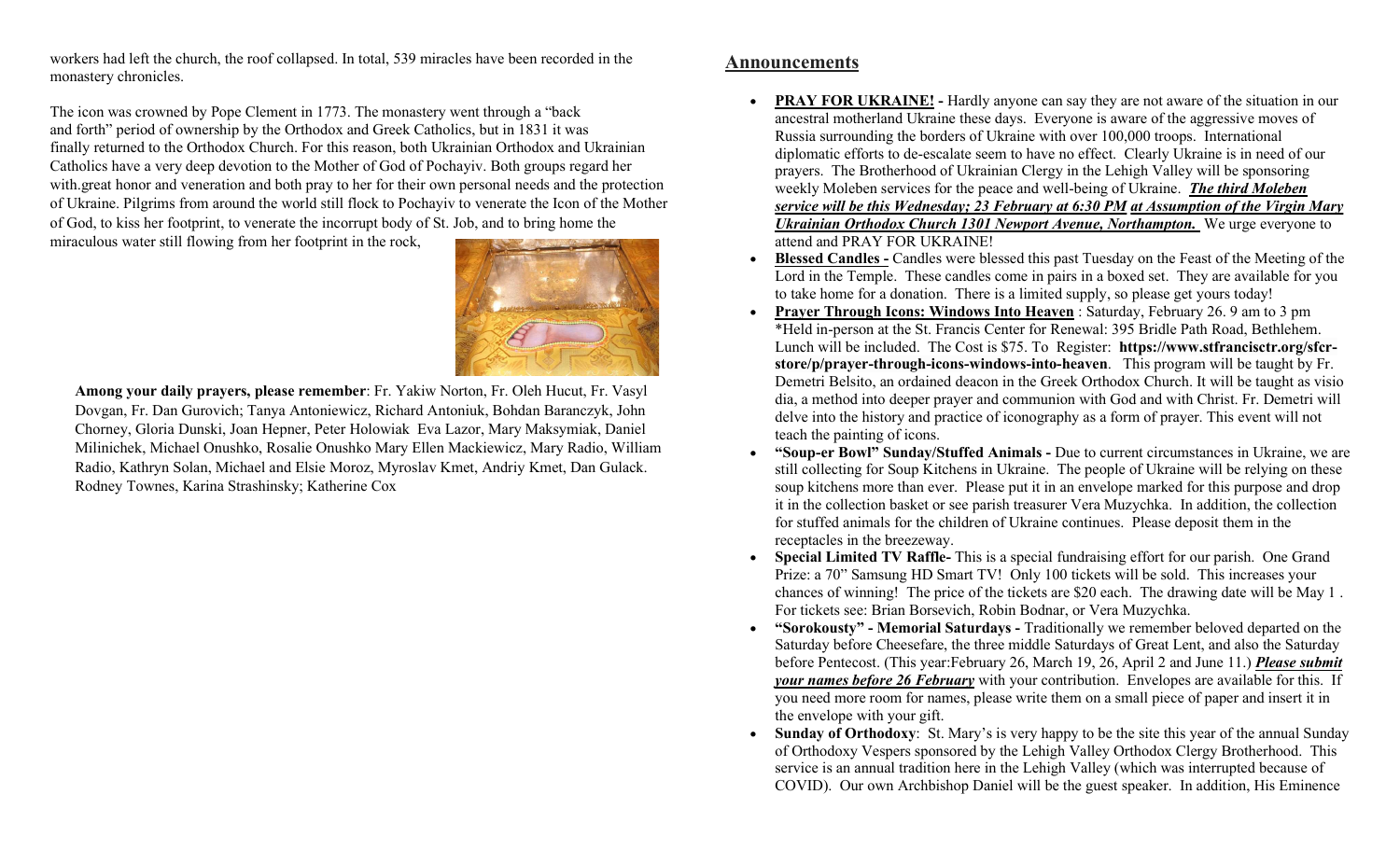workers had left the church, the roof collapsed. In total, 539 miracles have been recorded in the monastery chronicles.

The icon was crowned by Pope Clement in 1773. The monastery went through a "back and forth" period of ownership by the Orthodox and Greek Catholics, but in 1831 it was finally returned to the Orthodox Church. For this reason, both Ukrainian Orthodox and Ukrainian Catholics have a very deep devotion to the Mother of God of Pochayiv. Both groups regard her with.great honor and veneration and both pray to her for their own personal needs and the protection of Ukraine. Pilgrims from around the world still flock to Pochayiv to venerate the Icon of the Mother of God, to kiss her footprint, to venerate the incorrupt body of St. Job, and to bring home the miraculous water still flowing from her footprint in the rock,

**Among your daily prayers, please remember**: Fr. Yakiw Norton, Fr. Oleh Hucut, Fr. Vasyl Dovgan, Fr. Dan Gurovich; Tanya Antoniewicz, Richard Antoniuk, Bohdan Baranczyk, John Chorney, Gloria Dunski, Joan Hepner, Peter Holowiak Eva Lazor, Mary Maksymiak, Daniel Milinichek, Michael Onushko, Rosalie Onushko Mary Ellen Mackiewicz, Mary Radio, William Radio, Kathryn Solan, Michael and Elsie Moroz, Myroslav Kmet, Andriy Kmet, Dan Gulack. Rodney Townes, Karina Strashinsky; Katherine Cox

## Announcements

- **PRAY FOR UKRAINE! -** Hardly anyone can say they are not aware of the situation in our ancestral motherland Ukraine these days. Everyone is aware of the aggressive moves of Russia surrounding the borders of Ukraine with over 100,000 troops. International diplomatic efforts to de-escalate seem to have no effect. Clearly Ukraine is in need of our prayers. The Brotherhood of Ukrainian Clergy in the Lehigh Valley will be sponsoring weekly Moleben services for the peace and well-being of Ukraine. ***The third Moleben service will be this Wednesday; 23 February at 6:30 PM at Assumption of the Virgin Mary Ukrainian Orthodox Church 1301 Newport Avenue, Northampton.*** We urge everyone to attend and PRAY FOR UKRAINE!
- **Blessed Candles -** Candles were blessed this past Tuesday on the Feast of the Meeting of the Lord in the Temple. These candles come in pairs in a boxed set. They are available for you to take home for a donation. There is a limited supply, so please get yours today!
- **Prayer Through Icons: Windows Into Heaven** : Saturday, February 26. 9 am to 3 pm \*Held in-person at the St. Francis Center for Renewal: 395 Bridle Path Road, Bethlehem. Lunch will be included. The Cost is $75. To Register: **https://www.stfrancisctr.org/sfcr-store/p/prayer-through-icons-windows-into-heaven**. This program will be taught by Fr. Demetri Belsito, an ordained deacon in the Greek Orthodox Church. It will be taught as visio dia, a method into deeper prayer and communion with God and with Christ. Fr. Demetri will delve into the history and practice of iconography as a form of prayer. This event will not teach the painting of icons.
- **"Soup-er Bowl" Sunday/Stuffed Animals -** Due to current circumstances in Ukraine, we are still collecting for Soup Kitchens in Ukraine. The people of Ukraine will be relying on these soup kitchens more than ever. Please put it in an envelope marked for this purpose and drop it in the collection basket or see parish treasurer Vera Muzychka. In addition, the collection for stuffed animals for the children of Ukraine continues. Please deposit them in the receptacles in the breezeway.
- **Special Limited TV Raffle-** This is a special fundraising effort for our parish. One Grand Prize: a 70" Samsung HD Smart TV! Only 100 tickets will be sold. This increases your chances of winning! The price of the tickets are $20 each. The drawing date will be May 1 . For tickets see: Brian Borsevich, Robin Bodnar, or Vera Muzychka.
- **"Sorokousty" - Memorial Saturdays -** Traditionally we remember beloved departed on the Saturday before Cheesefare, the three middle Saturdays of Great Lent, and also the Saturday before Pentecost. (This year:February 26, March 19, 26, April 2 and June 11.) ***Please submit your names before 26 February*** with your contribution. Envelopes are available for this. If you need more room for names, please write them on a small piece of paper and insert it in the envelope with your gift.
- **Sunday of Orthodoxy**: St. Mary's is very happy to be the site this year of the annual Sunday of Orthodoxy Vespers sponsored by the Lehigh Valley Orthodox Clergy Brotherhood. This service is an annual tradition here in the Lehigh Valley (which was interrupted because of COVID). Our own Archbishop Daniel will be the guest speaker. In addition, His Eminence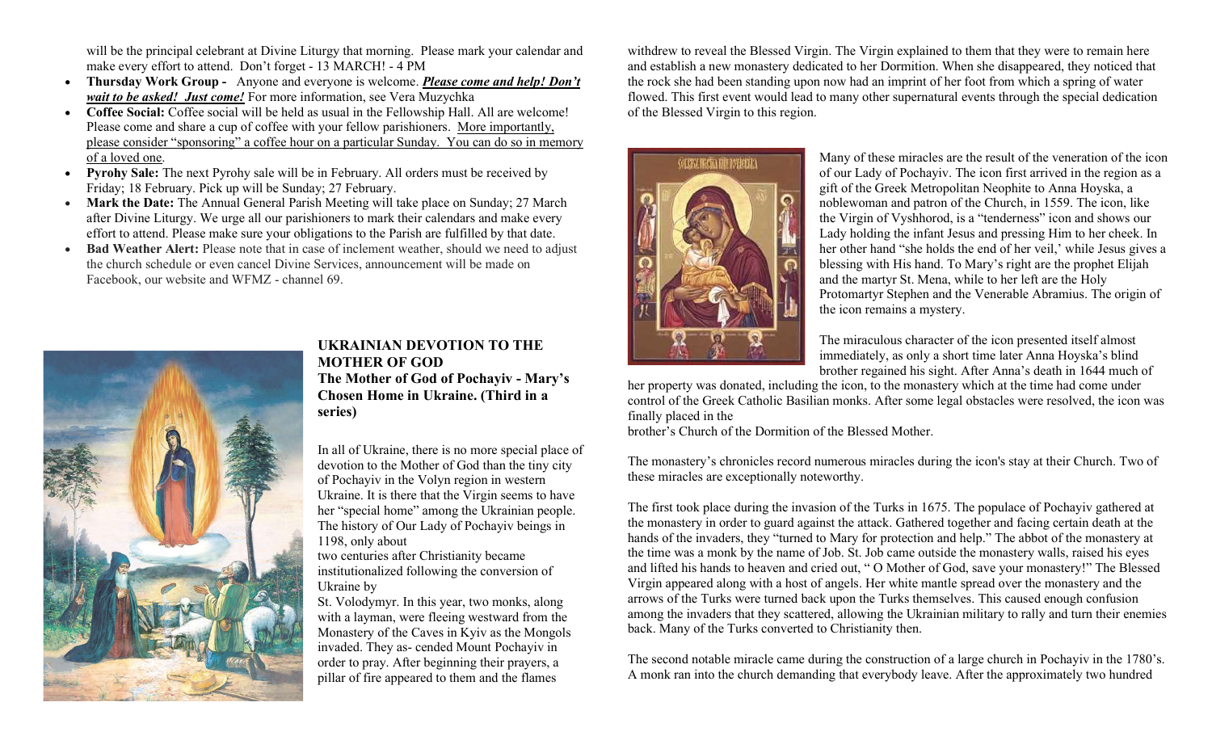will be the principal celebrant at Divine Liturgy that morning. Please mark your calendar and make every effort to attend. Don't forget - 13 MARCH! - 4 PM

- **Thursday Work Group -** Anyone and everyone is welcome. ***Please come and help! Don't wait to be asked! Just come!*** For more information, see Vera Muzychka
- **Coffee Social:** Coffee social will be held as usual in the Fellowship Hall. All are welcome! Please come and share a cup of coffee with your fellow parishioners. More importantly, please consider "sponsoring" a coffee hour on a particular Sunday. You can do so in memory of a loved one.
- **Pyrohy Sale:** The next Pyrohy sale will be in February. All orders must be received by Friday; 18 February. Pick up will be Sunday; 27 February.
- **Mark the Date:** The Annual General Parish Meeting will take place on Sunday; 27 March after Divine Liturgy. We urge all our parishioners to mark their calendars and make every effort to attend. Please make sure your obligations to the Parish are fulfilled by that date.
- **Bad Weather Alert:** Please note that in case of inclement weather, should we need to adjust the church schedule or even cancel Divine Services, announcement will be made on Facebook, our website and WFMZ - channel 69.

## UKRAINIAN DEVOTION TO THE MOTHER OF GOD

### The Mother of God of Pochayiv - Mary's Chosen Home in Ukraine. (Third in a series)

In all of Ukraine, there is no more special place of devotion to the Mother of God than the tiny city of Pochayiv in the Volyn region in western Ukraine. It is there that the Virgin seems to have her "special home" among the Ukrainian people. The history of Our Lady of Pochayiv beings in 1198, only about two centuries after Christianity became institutionalized following the conversion of Ukraine by St. Volodymyr. In this year, two monks, along with a layman, were fleeing westward from the Monastery of the Caves in Kyiv as the Mongols invaded. They as- cended Mount Pochayiv in order to pray. After beginning their prayers, a pillar of fire appeared to them and the flames withdrew to reveal the Blessed Virgin. The Virgin explained to them that they were to remain here and establish a new monastery dedicated to her Dormition. When she disappeared, they noticed that the rock she had been standing upon now had an imprint of her foot from which a spring of water flowed. This first event would lead to many other supernatural events through the special dedication of the Blessed Virgin to this region.

Many of these miracles are the result of the veneration of the icon of our Lady of Pochayiv. The icon first arrived in the region as a gift of the Greek Metropolitan Neophite to Anna Hoyska, a noblewoman and patron of the Church, in 1559. The icon, like the Virgin of Vyshhorod, is a "tenderness" icon and shows our Lady holding the infant Jesus and pressing Him to her cheek. In her other hand "she holds the end of her veil,' while Jesus gives a blessing with His hand. To Mary's right are the prophet Elijah and the martyr St. Mena, while to her left are the Holy Protomartyr Stephen and the Venerable Abramius. The origin of the icon remains a mystery.

The miraculous character of the icon presented itself almost immediately, as only a short time later Anna Hoyska's blind brother regained his sight. After Anna's death in 1644 much of her property was donated, including the icon, to the monastery which at the time had come under control of the Greek Catholic Basilian monks. After some legal obstacles were resolved, the icon was finally placed in the brother's Church of the Dormition of the Blessed Mother.

The monastery's chronicles record numerous miracles during the icon's stay at their Church. Two of these miracles are exceptionally noteworthy.

The first took place during the invasion of the Turks in 1675. The populace of Pochayiv gathered at the monastery in order to guard against the attack. Gathered together and facing certain death at the hands of the invaders, they "turned to Mary for protection and help." The abbot of the monastery at the time was a monk by the name of Job. St. Job came outside the monastery walls, raised his eyes and lifted his hands to heaven and cried out, " O Mother of God, save your monastery!" The Blessed Virgin appeared along with a host of angels. Her white mantle spread over the monastery and the arrows of the Turks were turned back upon the Turks themselves. This caused enough confusion among the invaders that they scattered, allowing the Ukrainian military to rally and turn their enemies back. Many of the Turks converted to Christianity then.

The second notable miracle came during the construction of a large church in Pochayiv in the 1780's. A monk ran into the church demanding that everybody leave. After the approximately two hundred